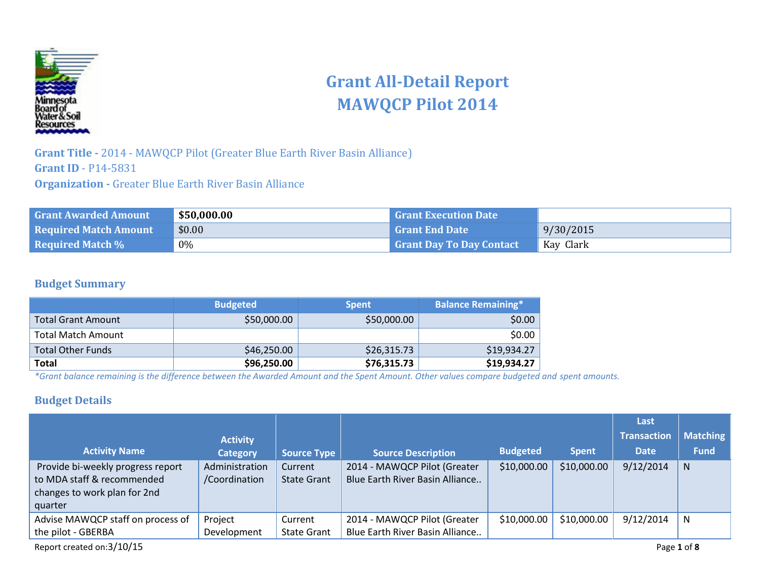# Grant All-Detail Report
# MAWQCP Pilot 2014

**Grant Title -** 2014 - MAWQCP Pilot (Greater Blue Earth River Basin Alliance)
**Grant ID** - P14-5831
**Organization -** Greater Blue Earth River Basin Alliance

| Grant Awarded Amount | **$50,000.00** | Grant Execution Date | |
|---|---|---|---|
| Required Match Amount | $0.00 | Grant End Date | 9/30/2015 |
| Required Match % | 0% | Grant Day To Day Contact | Kay Clark |

## Budget Summary

| | Budgeted | Spent | Balance Remaining* |
|---|---|---|---|
| Total Grant Amount | $50,000.00 | $50,000.00 | $0.00 |
| Total Match Amount | | | $0.00 |
| Total Other Funds | $46,250.00 | $26,315.73 | $19,934.27 |
| **Total** | **$96,250.00** | **$76,315.73** | **$19,934.27** |

*\*Grant balance remaining is the difference between the Awarded Amount and the Spent Amount. Other values compare budgeted and spent amounts.*

## Budget Details

| Activity Name | Activity Category | Source Type | Source Description | Budgeted | Spent | Last Transaction Date | Matching Fund |
|---|---|---|---|---|---|---|---|
| Provide bi-weekly progress report to MDA staff & recommended changes to work plan for 2nd quarter | Administration /Coordination | Current State Grant | 2014 - MAWQCP Pilot (Greater Blue Earth River Basin Alliance.. | $10,000.00 | $10,000.00 | 9/12/2014 | N |
| Advise MAWQCP staff on process of the pilot - GBERBA | Project Development | Current State Grant | 2014 - MAWQCP Pilot (Greater Blue Earth River Basin Alliance.. | $10,000.00 | $10,000.00 | 9/12/2014 | N |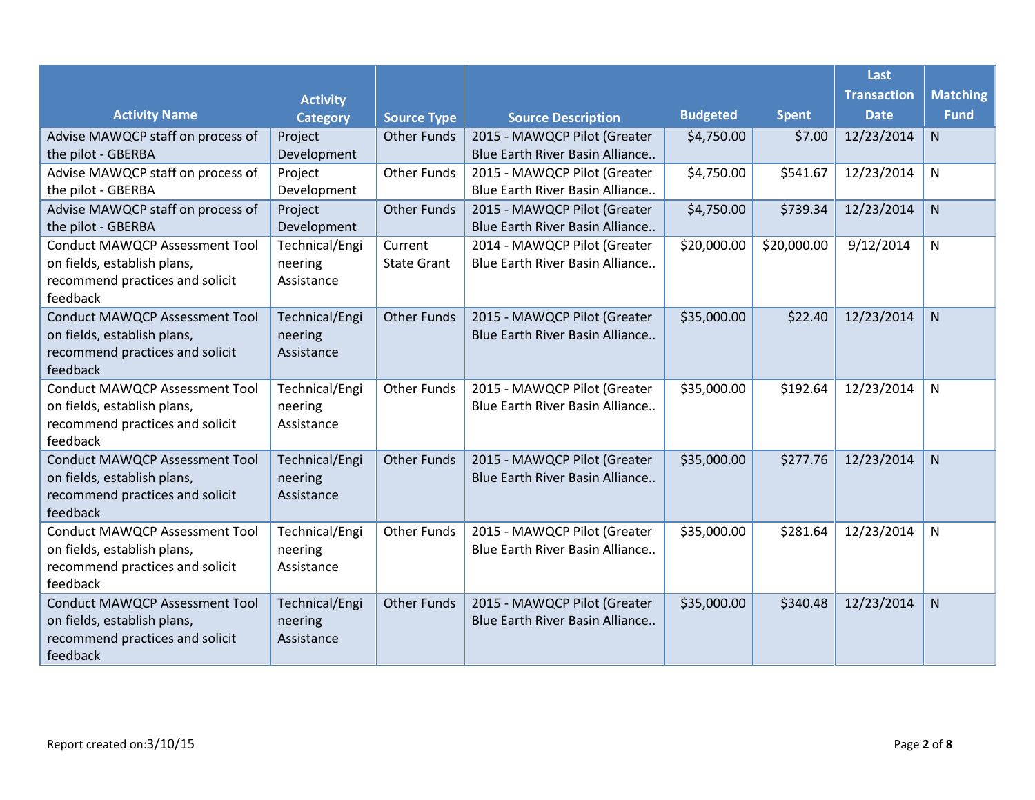| Activity Name | Activity Category | Source Type | Source Description | Budgeted | Spent | Last Transaction Date | Matching Fund |
|---|---|---|---|---|---|---|---|
| Advise MAWQCP staff on process of the pilot - GBERBA | Project Development | Other Funds | 2015 - MAWQCP Pilot (Greater Blue Earth River Basin Alliance.. | $4,750.00 | $7.00 | 12/23/2014 | N |
| Advise MAWQCP staff on process of the pilot - GBERBA | Project Development | Other Funds | 2015 - MAWQCP Pilot (Greater Blue Earth River Basin Alliance.. | $4,750.00 | $541.67 | 12/23/2014 | N |
| Advise MAWQCP staff on process of the pilot - GBERBA | Project Development | Other Funds | 2015 - MAWQCP Pilot (Greater Blue Earth River Basin Alliance.. | $4,750.00 | $739.34 | 12/23/2014 | N |
| Conduct MAWQCP Assessment Tool on fields, establish plans, recommend practices and solicit feedback | Technical/Engineering Assistance | Current State Grant | 2014 - MAWQCP Pilot (Greater Blue Earth River Basin Alliance.. | $20,000.00 | $20,000.00 | 9/12/2014 | N |
| Conduct MAWQCP Assessment Tool on fields, establish plans, recommend practices and solicit feedback | Technical/Engineering Assistance | Other Funds | 2015 - MAWQCP Pilot (Greater Blue Earth River Basin Alliance.. | $35,000.00 | $22.40 | 12/23/2014 | N |
| Conduct MAWQCP Assessment Tool on fields, establish plans, recommend practices and solicit feedback | Technical/Engineering Assistance | Other Funds | 2015 - MAWQCP Pilot (Greater Blue Earth River Basin Alliance.. | $35,000.00 | $192.64 | 12/23/2014 | N |
| Conduct MAWQCP Assessment Tool on fields, establish plans, recommend practices and solicit feedback | Technical/Engineering Assistance | Other Funds | 2015 - MAWQCP Pilot (Greater Blue Earth River Basin Alliance.. | $35,000.00 | $277.76 | 12/23/2014 | N |
| Conduct MAWQCP Assessment Tool on fields, establish plans, recommend practices and solicit feedback | Technical/Engineering Assistance | Other Funds | 2015 - MAWQCP Pilot (Greater Blue Earth River Basin Alliance.. | $35,000.00 | $281.64 | 12/23/2014 | N |
| Conduct MAWQCP Assessment Tool on fields, establish plans, recommend practices and solicit feedback | Technical/Engineering Assistance | Other Funds | 2015 - MAWQCP Pilot (Greater Blue Earth River Basin Alliance.. | $35,000.00 | $340.48 | 12/23/2014 | N |

Report created on:3/10/15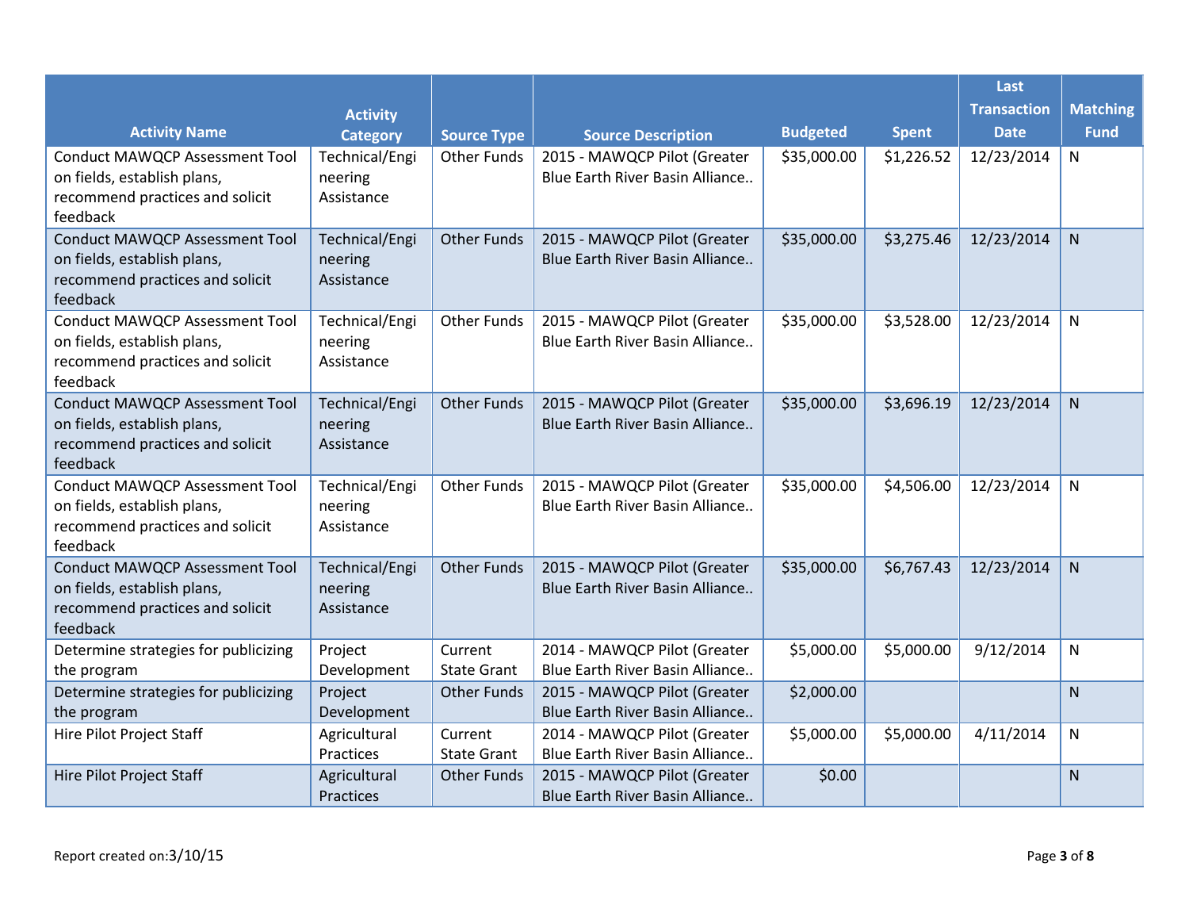| Activity Name | Activity Category | Source Type | Source Description | Budgeted | Spent | Last Transaction Date | Matching Fund |
|---|---|---|---|---|---|---|---|
| Conduct MAWQCP Assessment Tool on fields, establish plans, recommend practices and solicit feedback | Technical/Engineering Assistance | Other Funds | 2015 - MAWQCP Pilot (Greater Blue Earth River Basin Alliance.. | $35,000.00 | $1,226.52 | 12/23/2014 | N |
| Conduct MAWQCP Assessment Tool on fields, establish plans, recommend practices and solicit feedback | Technical/Engineering Assistance | Other Funds | 2015 - MAWQCP Pilot (Greater Blue Earth River Basin Alliance.. | $35,000.00 | $3,275.46 | 12/23/2014 | N |
| Conduct MAWQCP Assessment Tool on fields, establish plans, recommend practices and solicit feedback | Technical/Engineering Assistance | Other Funds | 2015 - MAWQCP Pilot (Greater Blue Earth River Basin Alliance.. | $35,000.00 | $3,528.00 | 12/23/2014 | N |
| Conduct MAWQCP Assessment Tool on fields, establish plans, recommend practices and solicit feedback | Technical/Engineering Assistance | Other Funds | 2015 - MAWQCP Pilot (Greater Blue Earth River Basin Alliance.. | $35,000.00 | $3,696.19 | 12/23/2014 | N |
| Conduct MAWQCP Assessment Tool on fields, establish plans, recommend practices and solicit feedback | Technical/Engineering Assistance | Other Funds | 2015 - MAWQCP Pilot (Greater Blue Earth River Basin Alliance.. | $35,000.00 | $4,506.00 | 12/23/2014 | N |
| Conduct MAWQCP Assessment Tool on fields, establish plans, recommend practices and solicit feedback | Technical/Engineering Assistance | Other Funds | 2015 - MAWQCP Pilot (Greater Blue Earth River Basin Alliance.. | $35,000.00 | $6,767.43 | 12/23/2014 | N |
| Determine strategies for publicizing the program | Project Development | Current State Grant | 2014 - MAWQCP Pilot (Greater Blue Earth River Basin Alliance.. | $5,000.00 | $5,000.00 | 9/12/2014 | N |
| Determine strategies for publicizing the program | Project Development | Other Funds | 2015 - MAWQCP Pilot (Greater Blue Earth River Basin Alliance.. | $2,000.00 | | | N |
| Hire Pilot Project Staff | Agricultural Practices | Current State Grant | 2014 - MAWQCP Pilot (Greater Blue Earth River Basin Alliance.. | $5,000.00 | $5,000.00 | 4/11/2014 | N |
| Hire Pilot Project Staff | Agricultural Practices | Other Funds | 2015 - MAWQCP Pilot (Greater Blue Earth River Basin Alliance.. | $0.00 | | | N |

Report created on:3/10/15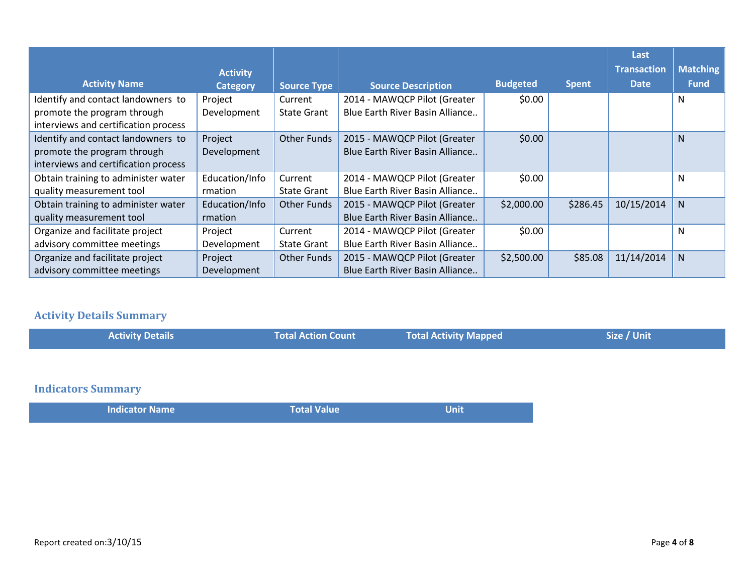| Activity Name | Activity Category | Source Type | Source Description | Budgeted | Spent | Last Transaction Date | Matching Fund |
|---|---|---|---|---|---|---|---|
| Identify and contact landowners to promote the program through interviews and certification process | Project Development | Current State Grant | 2014 - MAWQCP Pilot (Greater Blue Earth River Basin Alliance.. | $0.00 | | | N |
| Identify and contact landowners to promote the program through interviews and certification process | Project Development | Other Funds | 2015 - MAWQCP Pilot (Greater Blue Earth River Basin Alliance.. | $0.00 | | | N |
| Obtain training to administer water quality measurement tool | Education/Information | Current State Grant | 2014 - MAWQCP Pilot (Greater Blue Earth River Basin Alliance.. | $0.00 | | | N |
| Obtain training to administer water quality measurement tool | Education/Information | Other Funds | 2015 - MAWQCP Pilot (Greater Blue Earth River Basin Alliance.. | $2,000.00 | $286.45 | 10/15/2014 | N |
| Organize and facilitate project advisory committee meetings | Project Development | Current State Grant | 2014 - MAWQCP Pilot (Greater Blue Earth River Basin Alliance.. | $0.00 | | | N |
| Organize and facilitate project advisory committee meetings | Project Development | Other Funds | 2015 - MAWQCP Pilot (Greater Blue Earth River Basin Alliance.. | $2,500.00 | $85.08 | 11/14/2014 | N |

## Activity Details Summary

| Activity Details | Total Action Count | Total Activity Mapped | Size / Unit |
|---|---|---|---|

## Indicators Summary

| Indicator Name | Total Value | Unit |
|---|---|---|

Report created on:3/10/15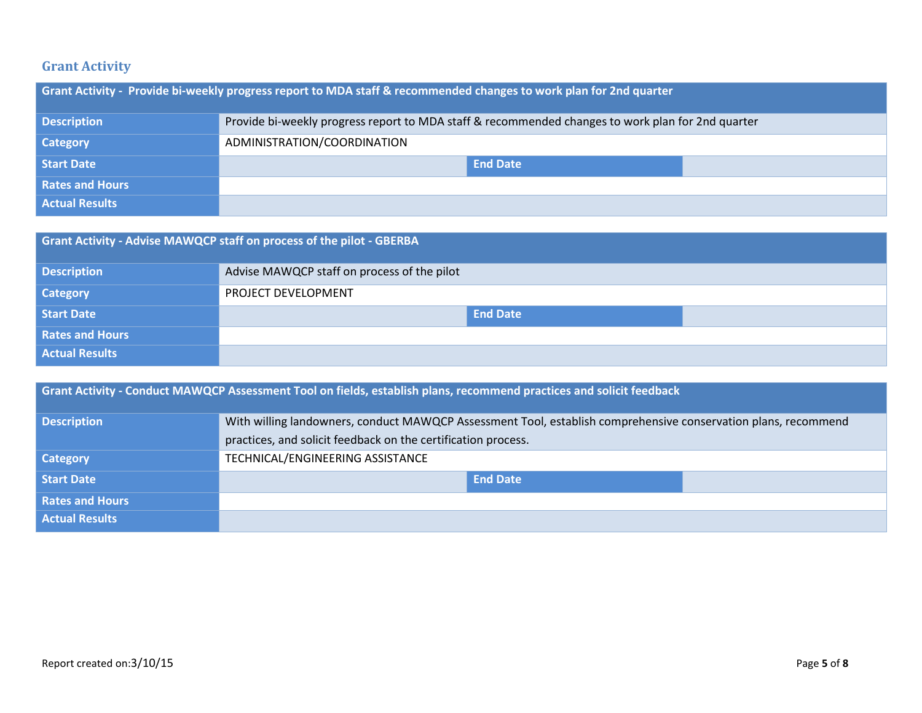## Grant Activity

| Grant Activity - Provide bi-weekly progress report to MDA staff & recommended changes to work plan for 2nd quarter | | | |
|---|---|---|---|
| **Description** | Provide bi-weekly progress report to MDA staff & recommended changes to work plan for 2nd quarter | | |
| **Category** | ADMINISTRATION/COORDINATION | | |
| **Start Date** | | **End Date** | |
| **Rates and Hours** | | | |
| **Actual Results** | | | |

| Grant Activity - Advise MAWQCP staff on process of the pilot - GBERBA | | | |
|---|---|---|---|
| **Description** | Advise MAWQCP staff on process of the pilot | | |
| **Category** | PROJECT DEVELOPMENT | | |
| **Start Date** | | **End Date** | |
| **Rates and Hours** | | | |
| **Actual Results** | | | |

| Grant Activity - Conduct MAWQCP Assessment Tool on fields, establish plans, recommend practices and solicit feedback | | | |
|---|---|---|---|
| **Description** | With willing landowners, conduct MAWQCP Assessment Tool, establish comprehensive conservation plans, recommend practices, and solicit feedback on the certification process. | | |
| **Category** | TECHNICAL/ENGINEERING ASSISTANCE | | |
| **Start Date** | | **End Date** | |
| **Rates and Hours** | | | |
| **Actual Results** | | | |

Report created on:3/10/15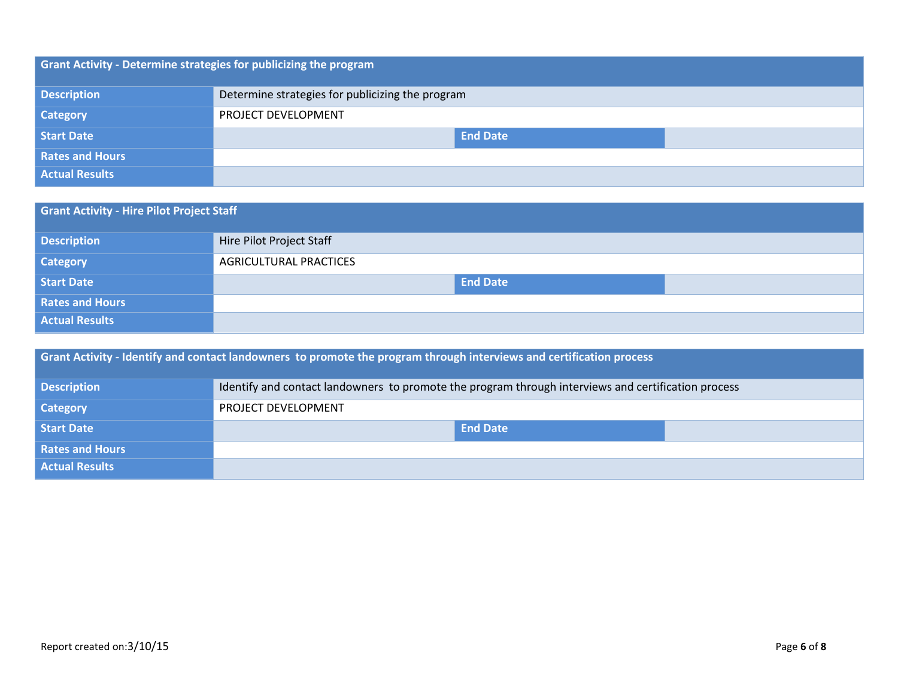| Grant Activity - Determine strategies for publicizing the program | | | |
|---|---|---|---|
| Description | Determine strategies for publicizing the program | | |
| Category | PROJECT DEVELOPMENT | | |
| Start Date | | End Date | |
| Rates and Hours | | | |
| Actual Results | | | |

| Grant Activity - Hire Pilot Project Staff | | | |
|---|---|---|---|
| Description | Hire Pilot Project Staff | | |
| Category | AGRICULTURAL PRACTICES | | |
| Start Date | | End Date | |
| Rates and Hours | | | |
| Actual Results | | | |

| Grant Activity - Identify and contact landowners to promote the program through interviews and certification process | | | |
|---|---|---|---|
| Description | Identify and contact landowners to promote the program through interviews and certification process | | |
| Category | PROJECT DEVELOPMENT | | |
| Start Date | | End Date | |
| Rates and Hours | | | |
| Actual Results | | | |

Report created on:3/10/15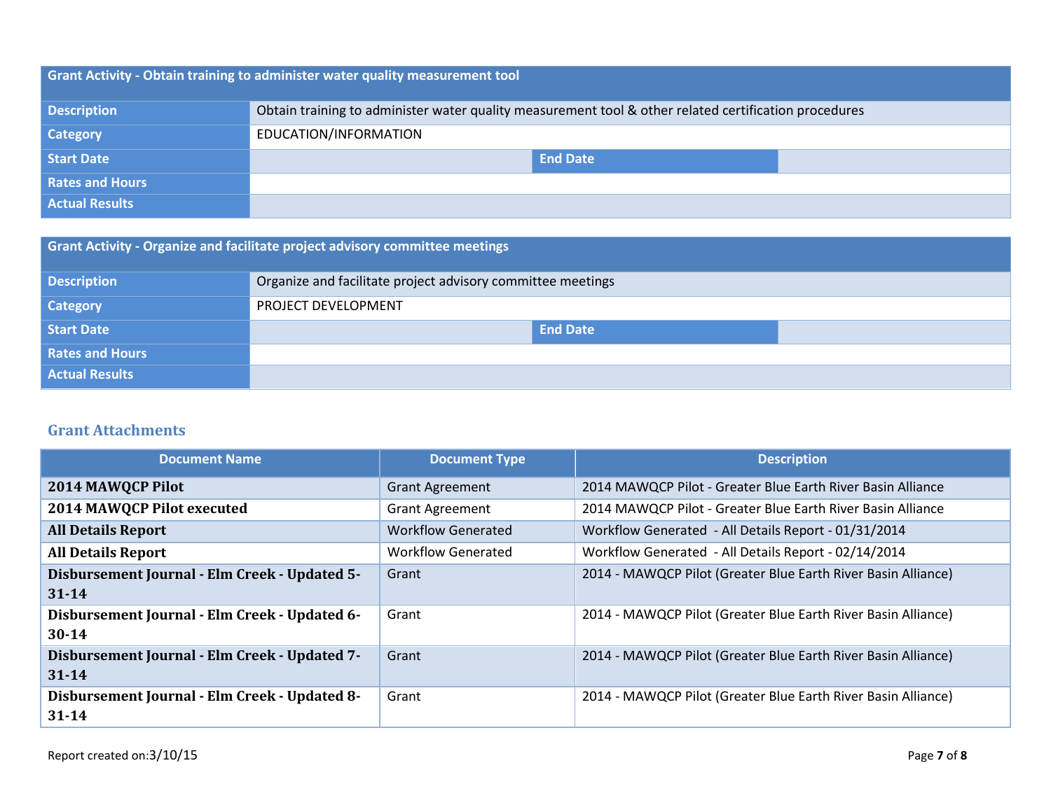| Grant Activity - Obtain training to administer water quality measurement tool | | | |
|---|---|---|---|
| **Description** | Obtain training to administer water quality measurement tool & other related certification procedures | | |
| **Category** | EDUCATION/INFORMATION | | |
| **Start Date** | | **End Date** | |
| **Rates and Hours** | | | |
| **Actual Results** | | | |

| Grant Activity - Organize and facilitate project advisory committee meetings | | | |
|---|---|---|---|
| **Description** | Organize and facilitate project advisory committee meetings | | |
| **Category** | PROJECT DEVELOPMENT | | |
| **Start Date** | | **End Date** | |
| **Rates and Hours** | | | |
| **Actual Results** | | | |

## Grant Attachments

| Document Name | Document Type | Description |
|---|---|---|
| **2014 MAWQCP Pilot** | Grant Agreement | 2014 MAWQCP Pilot - Greater Blue Earth River Basin Alliance |
| **2014 MAWQCP Pilot executed** | Grant Agreement | 2014 MAWQCP Pilot - Greater Blue Earth River Basin Alliance |
| **All Details Report** | Workflow Generated | Workflow Generated - All Details Report - 01/31/2014 |
| **All Details Report** | Workflow Generated | Workflow Generated - All Details Report - 02/14/2014 |
| **Disbursement Journal - Elm Creek - Updated 5-31-14** | Grant | 2014 - MAWQCP Pilot (Greater Blue Earth River Basin Alliance) |
| **Disbursement Journal - Elm Creek - Updated 6-30-14** | Grant | 2014 - MAWQCP Pilot (Greater Blue Earth River Basin Alliance) |
| **Disbursement Journal - Elm Creek - Updated 7-31-14** | Grant | 2014 - MAWQCP Pilot (Greater Blue Earth River Basin Alliance) |
| **Disbursement Journal - Elm Creek - Updated 8-31-14** | Grant | 2014 - MAWQCP Pilot (Greater Blue Earth River Basin Alliance) |

Report created on:3/10/15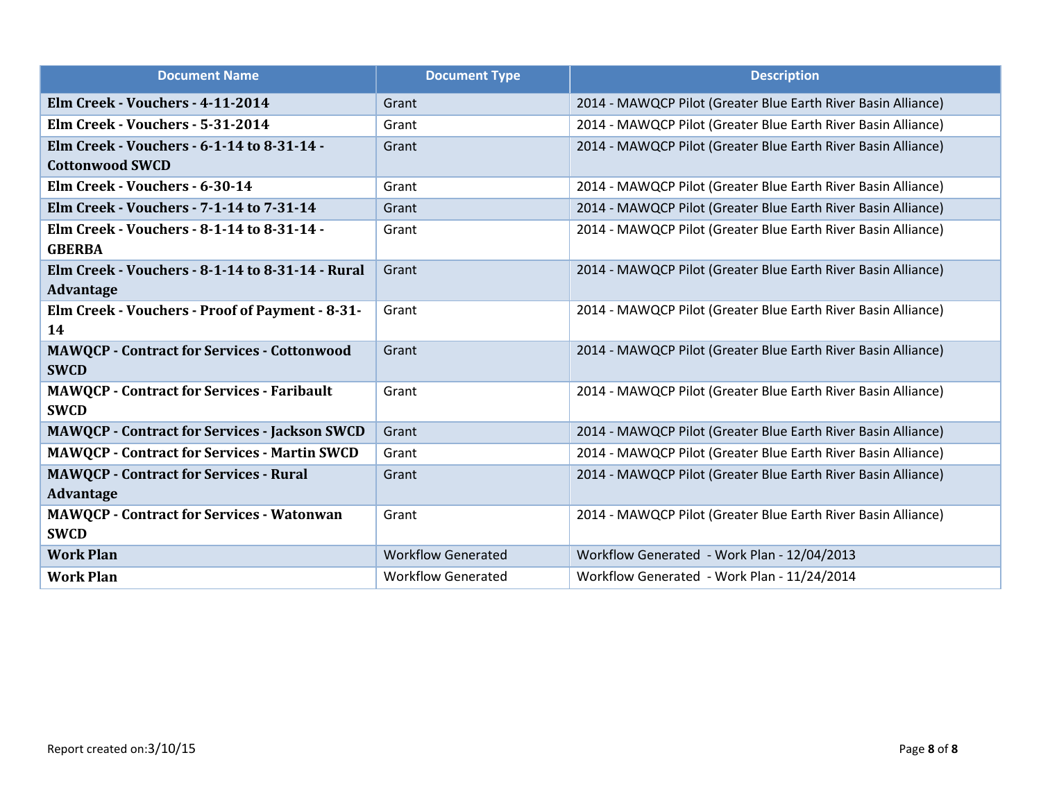| Document Name | Document Type | Description |
|---|---|---|
| **Elm Creek - Vouchers - 4-11-2014** | Grant | 2014 - MAWQCP Pilot (Greater Blue Earth River Basin Alliance) |
| **Elm Creek - Vouchers - 5-31-2014** | Grant | 2014 - MAWQCP Pilot (Greater Blue Earth River Basin Alliance) |
| **Elm Creek - Vouchers - 6-1-14 to 8-31-14 - Cottonwood SWCD** | Grant | 2014 - MAWQCP Pilot (Greater Blue Earth River Basin Alliance) |
| **Elm Creek - Vouchers - 6-30-14** | Grant | 2014 - MAWQCP Pilot (Greater Blue Earth River Basin Alliance) |
| **Elm Creek - Vouchers - 7-1-14 to 7-31-14** | Grant | 2014 - MAWQCP Pilot (Greater Blue Earth River Basin Alliance) |
| **Elm Creek - Vouchers - 8-1-14 to 8-31-14 - GBERBA** | Grant | 2014 - MAWQCP Pilot (Greater Blue Earth River Basin Alliance) |
| **Elm Creek - Vouchers - 8-1-14 to 8-31-14 - Rural Advantage** | Grant | 2014 - MAWQCP Pilot (Greater Blue Earth River Basin Alliance) |
| **Elm Creek - Vouchers - Proof of Payment - 8-31-14** | Grant | 2014 - MAWQCP Pilot (Greater Blue Earth River Basin Alliance) |
| **MAWQCP - Contract for Services - Cottonwood SWCD** | Grant | 2014 - MAWQCP Pilot (Greater Blue Earth River Basin Alliance) |
| **MAWQCP - Contract for Services - Faribault SWCD** | Grant | 2014 - MAWQCP Pilot (Greater Blue Earth River Basin Alliance) |
| **MAWQCP - Contract for Services - Jackson SWCD** | Grant | 2014 - MAWQCP Pilot (Greater Blue Earth River Basin Alliance) |
| **MAWQCP - Contract for Services - Martin SWCD** | Grant | 2014 - MAWQCP Pilot (Greater Blue Earth River Basin Alliance) |
| **MAWQCP - Contract for Services - Rural Advantage** | Grant | 2014 - MAWQCP Pilot (Greater Blue Earth River Basin Alliance) |
| **MAWQCP - Contract for Services - Watonwan SWCD** | Grant | 2014 - MAWQCP Pilot (Greater Blue Earth River Basin Alliance) |
| **Work Plan** | Workflow Generated | Workflow Generated - Work Plan - 12/04/2013 |
| **Work Plan** | Workflow Generated | Workflow Generated - Work Plan - 11/24/2014 |

Report created on:3/10/15